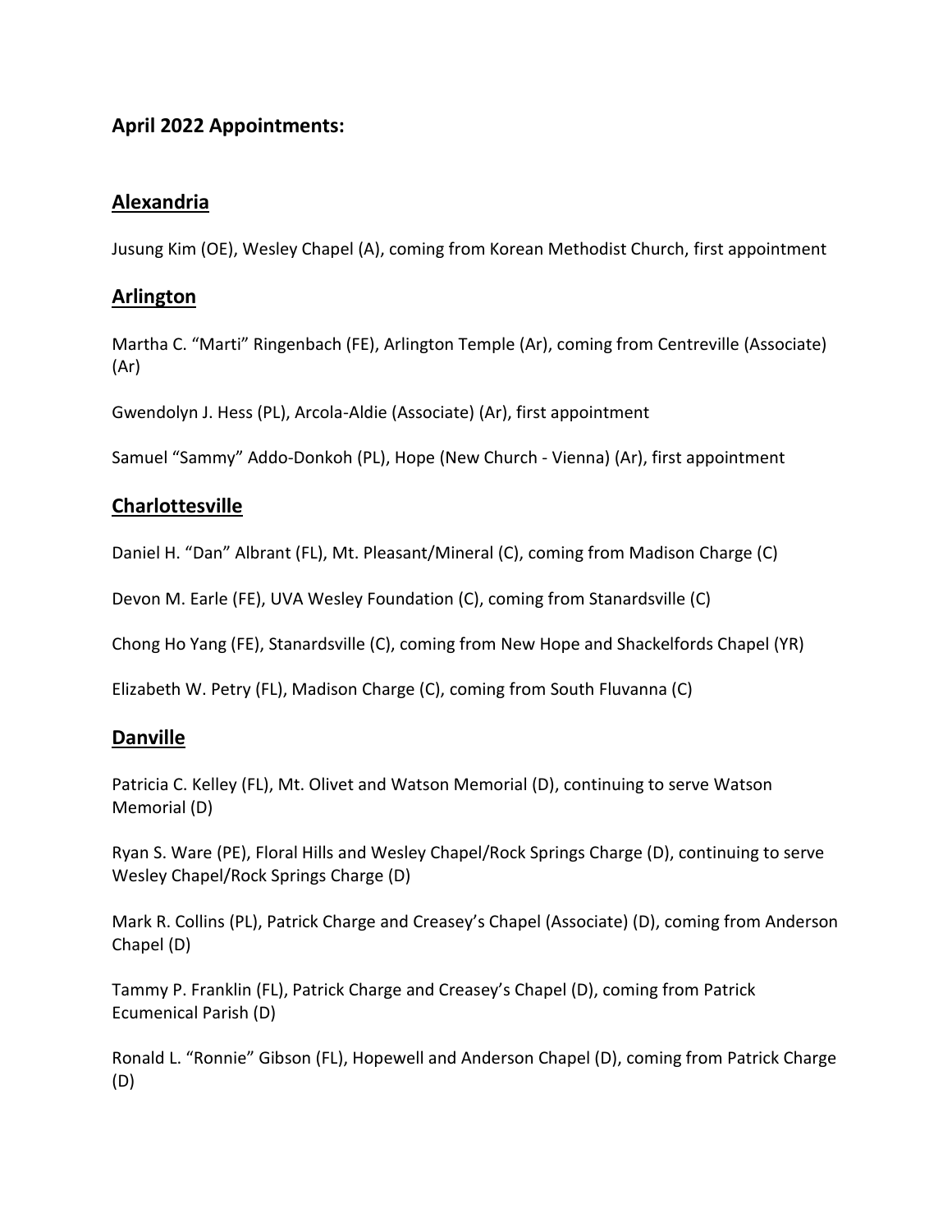# April 2022 Appointments:

## Alexandria

Jusung Kim (OE), Wesley Chapel (A), coming from Korean Methodist Church, first appointment

## Arlington

Martha C. "Marti" Ringenbach (FE), Arlington Temple (Ar), coming from Centreville (Associate) (Ar)

Gwendolyn J. Hess (PL), Arcola-Aldie (Associate) (Ar), first appointment

Samuel "Sammy" Addo-Donkoh (PL), Hope (New Church - Vienna) (Ar), first appointment

## Charlottesville

Daniel H. "Dan" Albrant (FL), Mt. Pleasant/Mineral (C), coming from Madison Charge (C)

Devon M. Earle (FE), UVA Wesley Foundation (C), coming from Stanardsville (C)

Chong Ho Yang (FE), Stanardsville (C), coming from New Hope and Shackelfords Chapel (YR)

Elizabeth W. Petry (FL), Madison Charge (C), coming from South Fluvanna (C)

## Danville

Patricia C. Kelley (FL), Mt. Olivet and Watson Memorial (D), continuing to serve Watson Memorial (D)

Ryan S. Ware (PE), Floral Hills and Wesley Chapel/Rock Springs Charge (D), continuing to serve Wesley Chapel/Rock Springs Charge (D)

Mark R. Collins (PL), Patrick Charge and Creasey's Chapel (Associate) (D), coming from Anderson Chapel (D)

Tammy P. Franklin (FL), Patrick Charge and Creasey's Chapel (D), coming from Patrick Ecumenical Parish (D)

Ronald L. "Ronnie" Gibson (FL), Hopewell and Anderson Chapel (D), coming from Patrick Charge (D)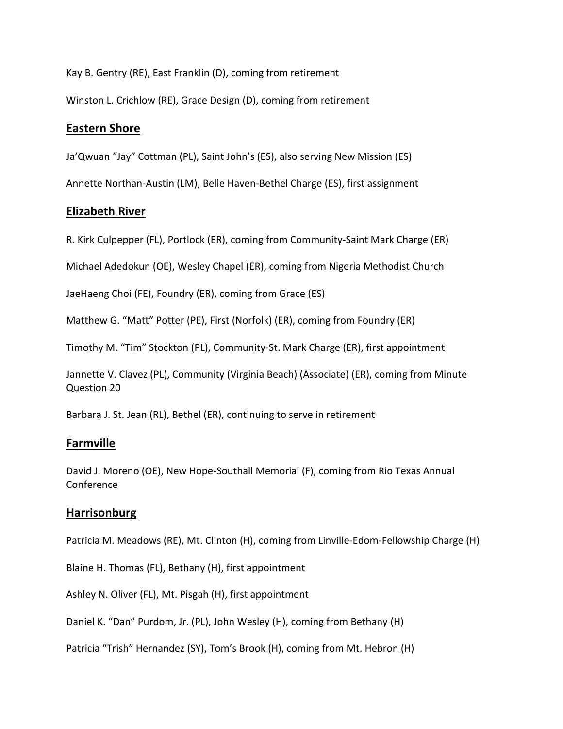Kay B. Gentry (RE), East Franklin (D), coming from retirement

Winston L. Crichlow (RE), Grace Design (D), coming from retirement

## Eastern Shore

Ja'Qwuan "Jay" Cottman (PL), Saint John's (ES), also serving New Mission (ES)

Annette Northan-Austin (LM), Belle Haven-Bethel Charge (ES), first assignment

## Elizabeth River

R. Kirk Culpepper (FL), Portlock (ER), coming from Community-Saint Mark Charge (ER)

Michael Adedokun (OE), Wesley Chapel (ER), coming from Nigeria Methodist Church

JaeHaeng Choi (FE), Foundry (ER), coming from Grace (ES)

Matthew G. "Matt" Potter (PE), First (Norfolk) (ER), coming from Foundry (ER)

Timothy M. "Tim" Stockton (PL), Community-St. Mark Charge (ER), first appointment

Jannette V. Clavez (PL), Community (Virginia Beach) (Associate) (ER), coming from Minute Question 20

Barbara J. St. Jean (RL), Bethel (ER), continuing to serve in retirement

## Farmville

David J. Moreno (OE), New Hope-Southall Memorial (F), coming from Rio Texas Annual Conference

## Harrisonburg

Patricia M. Meadows (RE), Mt. Clinton (H), coming from Linville-Edom-Fellowship Charge (H)

Blaine H. Thomas (FL), Bethany (H), first appointment

Ashley N. Oliver (FL), Mt. Pisgah (H), first appointment

Daniel K. "Dan" Purdom, Jr. (PL), John Wesley (H), coming from Bethany (H)

Patricia "Trish" Hernandez (SY), Tom's Brook (H), coming from Mt. Hebron (H)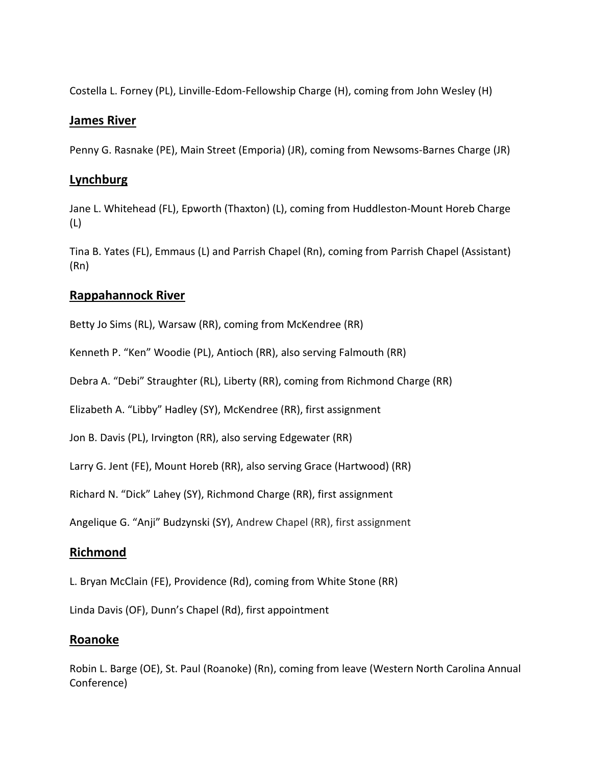Costella L. Forney (PL), Linville-Edom-Fellowship Charge (H), coming from John Wesley (H)

## James River

Penny G. Rasnake (PE), Main Street (Emporia) (JR), coming from Newsoms-Barnes Charge (JR)

## Lynchburg

Jane L. Whitehead (FL), Epworth (Thaxton) (L), coming from Huddleston-Mount Horeb Charge (L)

Tina B. Yates (FL), Emmaus (L) and Parrish Chapel (Rn), coming from Parrish Chapel (Assistant) (Rn)

## Rappahannock River

Betty Jo Sims (RL), Warsaw (RR), coming from McKendree (RR)

Kenneth P. "Ken" Woodie (PL), Antioch (RR), also serving Falmouth (RR)

Debra A. "Debi" Straughter (RL), Liberty (RR), coming from Richmond Charge (RR)

Elizabeth A. "Libby" Hadley (SY), McKendree (RR), first assignment

Jon B. Davis (PL), Irvington (RR), also serving Edgewater (RR)

Larry G. Jent (FE), Mount Horeb (RR), also serving Grace (Hartwood) (RR)

Richard N. "Dick" Lahey (SY), Richmond Charge (RR), first assignment

Angelique G. "Anji" Budzynski (SY), Andrew Chapel (RR), first assignment

## Richmond

L. Bryan McClain (FE), Providence (Rd), coming from White Stone (RR)

Linda Davis (OF), Dunn's Chapel (Rd), first appointment

## Roanoke

Robin L. Barge (OE), St. Paul (Roanoke) (Rn), coming from leave (Western North Carolina Annual Conference)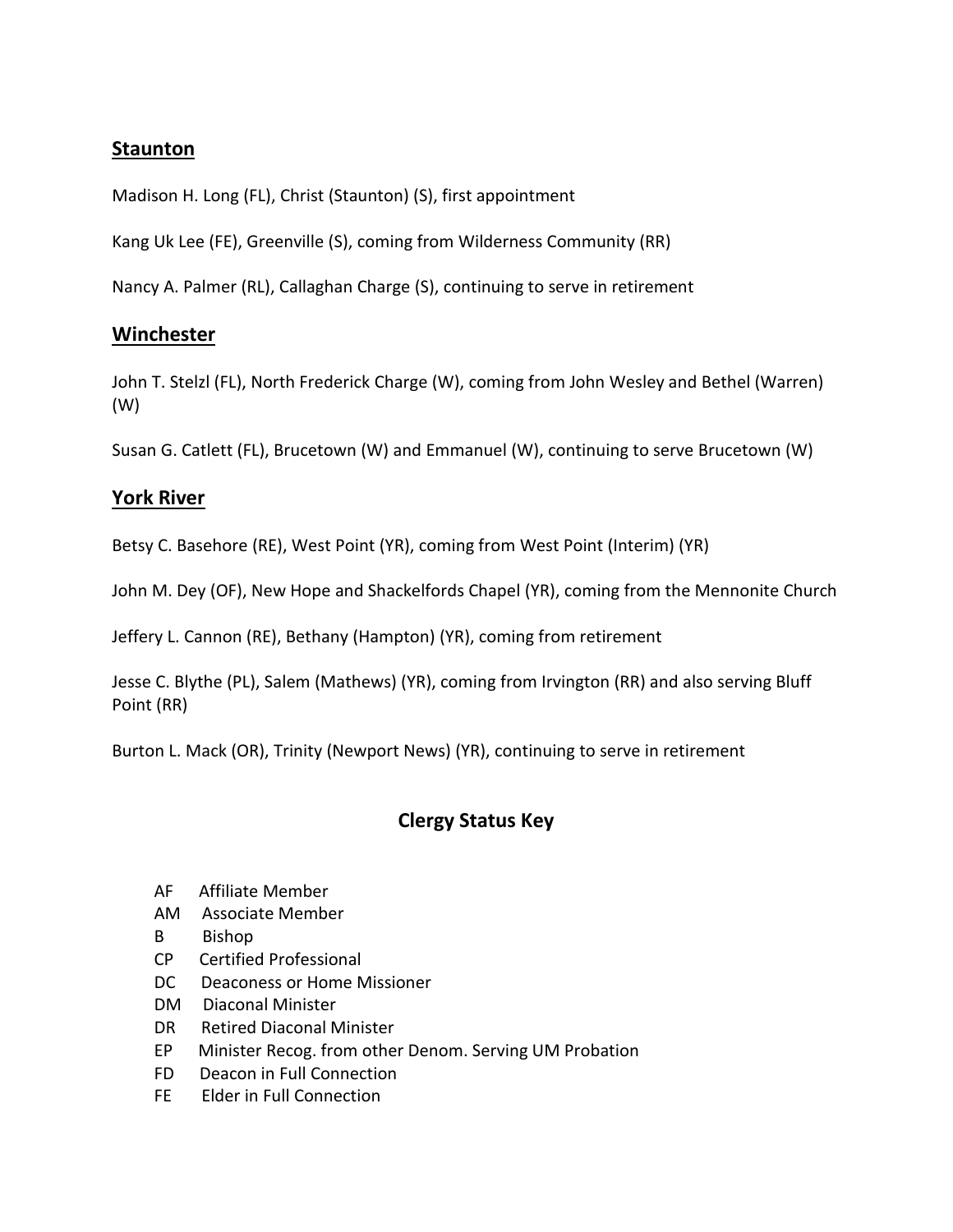## Staunton

Madison H. Long (FL), Christ (Staunton) (S), first appointment

Kang Uk Lee (FE), Greenville (S), coming from Wilderness Community (RR)

Nancy A. Palmer (RL), Callaghan Charge (S), continuing to serve in retirement

## Winchester

John T. Stelzl (FL), North Frederick Charge (W), coming from John Wesley and Bethel (Warren) (W)

Susan G. Catlett (FL), Brucetown (W) and Emmanuel (W), continuing to serve Brucetown (W)

## York River

Betsy C. Basehore (RE), West Point (YR), coming from West Point (Interim) (YR)

John M. Dey (OF), New Hope and Shackelfords Chapel (YR), coming from the Mennonite Church

Jeffery L. Cannon (RE), Bethany (Hampton) (YR), coming from retirement

Jesse C. Blythe (PL), Salem (Mathews) (YR), coming from Irvington (RR) and also serving Bluff Point (RR)

Burton L. Mack (OR), Trinity (Newport News) (YR), continuing to serve in retirement

## Clergy Status Key

- AF Affiliate Member
- AM Associate Member
- B Bishop
- CP Certified Professional
- DC Deaconess or Home Missioner
- DM Diaconal Minister
- DR Retired Diaconal Minister
- EP Minister Recog. from other Denom. Serving UM Probation
- FD Deacon in Full Connection
- FE Elder in Full Connection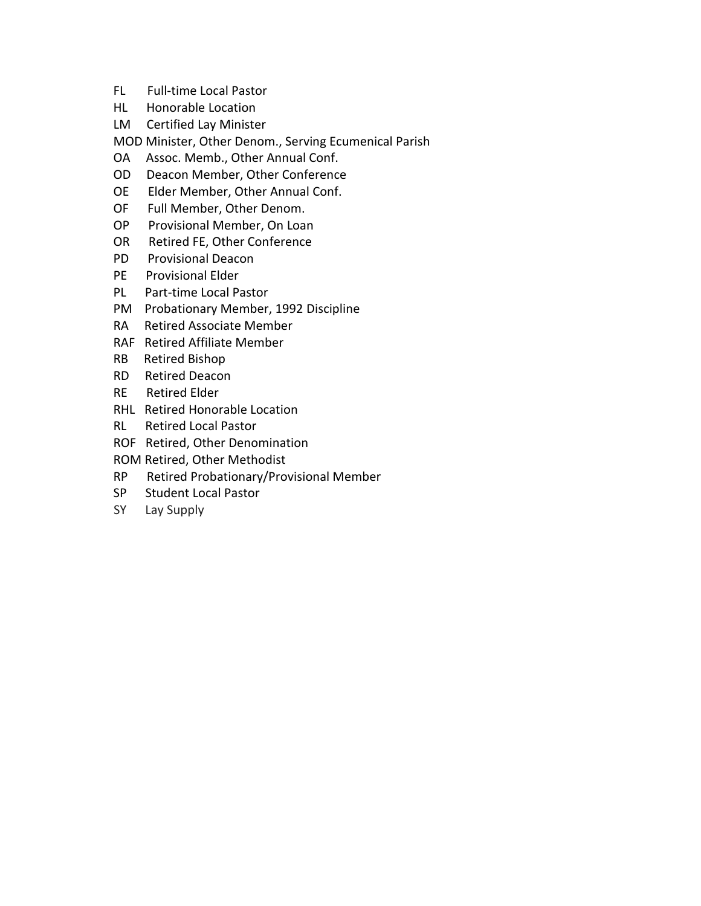FL Full-time Local Pastor
HL Honorable Location
LM Certified Lay Minister
MOD Minister, Other Denom., Serving Ecumenical Parish
OA Assoc. Memb., Other Annual Conf.
OD Deacon Member, Other Conference
OE Elder Member, Other Annual Conf.
OF Full Member, Other Denom.
OP Provisional Member, On Loan
OR Retired FE, Other Conference
PD Provisional Deacon
PE Provisional Elder
PL Part-time Local Pastor
PM Probationary Member, 1992 Discipline
RA Retired Associate Member
RAF Retired Affiliate Member
RB Retired Bishop
RD Retired Deacon
RE Retired Elder
RHL Retired Honorable Location
RL Retired Local Pastor
ROF Retired, Other Denomination
ROM Retired, Other Methodist
RP Retired Probationary/Provisional Member
SP Student Local Pastor
SY Lay Supply